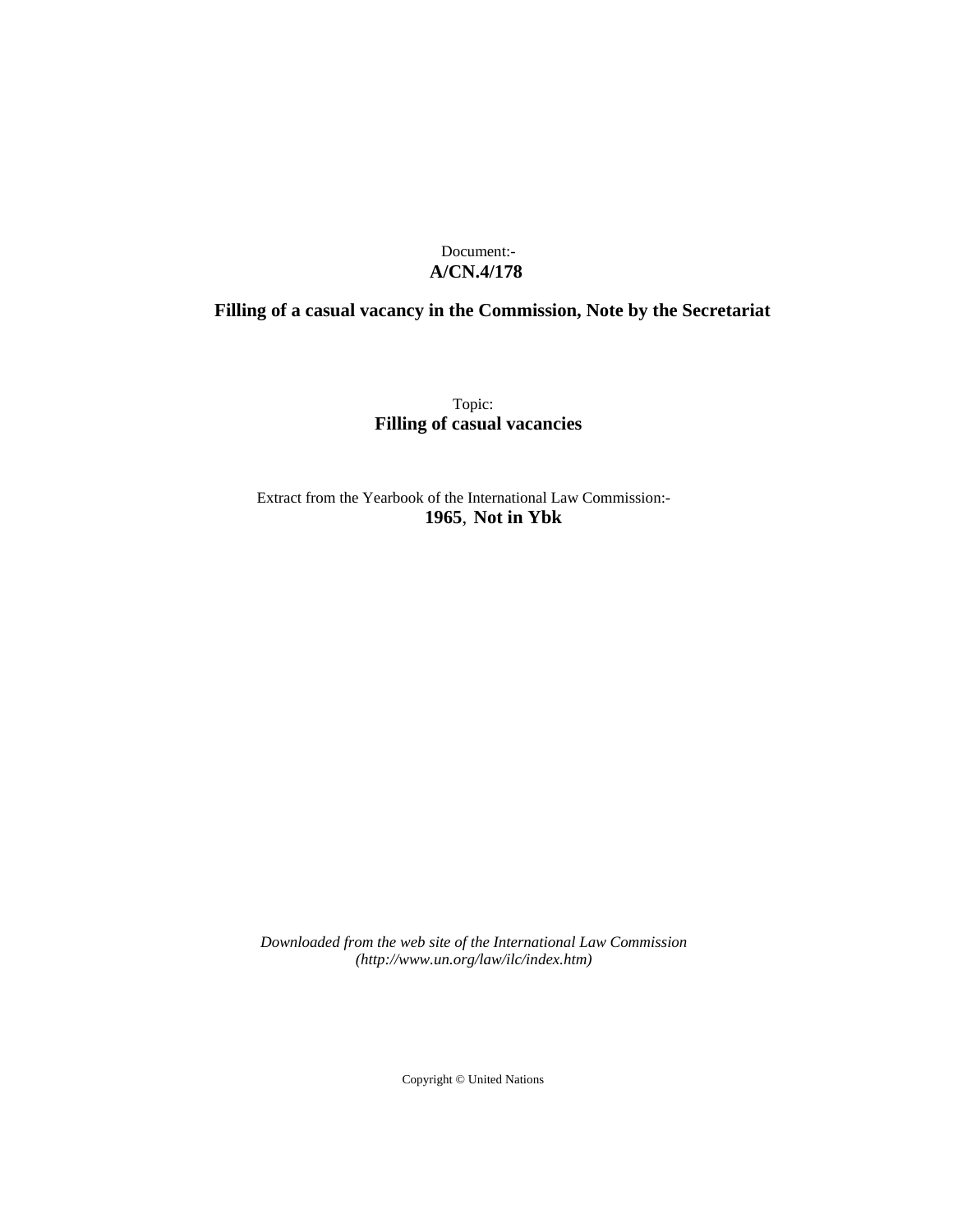Document:-
**A/CN.4/178**

**Filling of a casual vacancy in the Commission, Note by the Secretariat**

Topic:
**Filling of casual vacancies**

Extract from the Yearbook of the International Law Commission:-
**1965**, **Not in Ybk**

*Downloaded from the web site of the International Law Commission (http://www.un.org/law/ilc/index.htm)*

Copyright © United Nations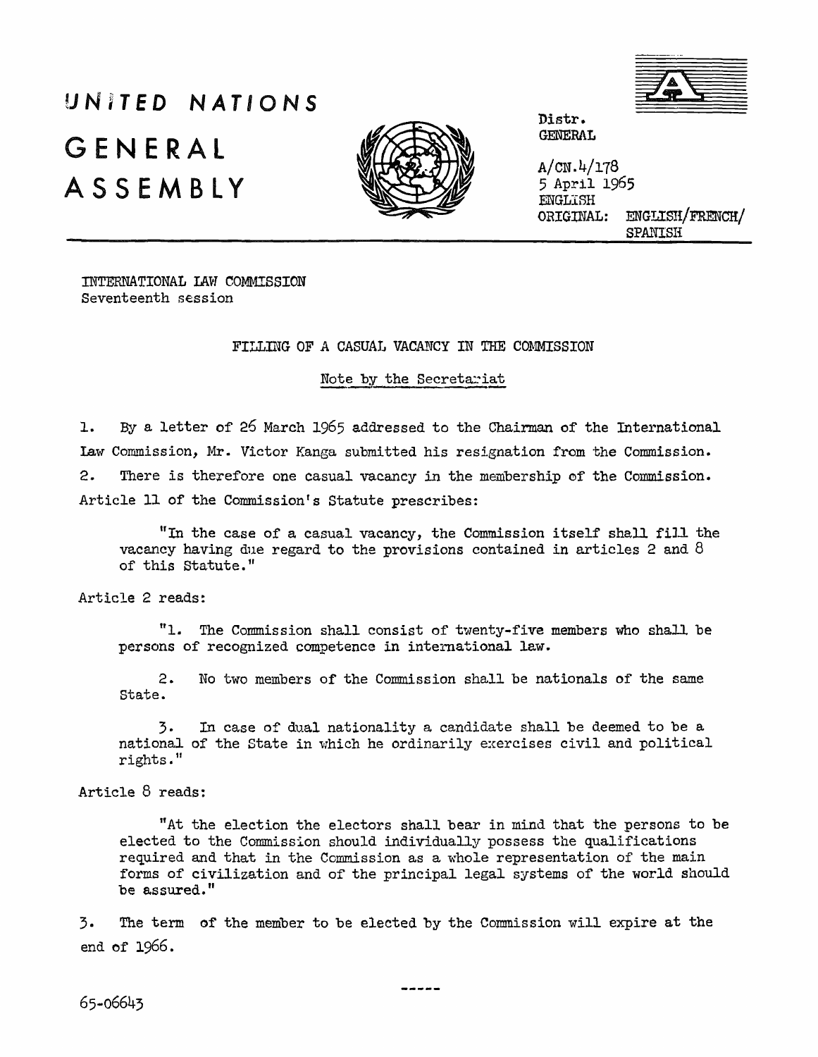# UNITED NATIONS

# GENERAL ASSEMBLY

Distr.
GENERAL

A/CN.4/178
5 April 1965
ENGLISH
ORIGINAL: ENGLISH/FRENCH/SPANISH

INTERNATIONAL LAW COMMISSION
Seventeenth session

## FILLING OF A CASUAL VACANCY IN THE COMMISSION

### Note by the Secretariat

1. By a letter of 26 March 1965 addressed to the Chairman of the International Law Commission, Mr. Victor Kanga submitted his resignation from the Commission.

2. There is therefore one casual vacancy in the membership of the Commission. Article 11 of the Commission's Statute prescribes:

> "In the case of a casual vacancy, the Commission itself shall fill the vacancy having due regard to the provisions contained in articles 2 and 8 of this Statute."

Article 2 reads:

> "1. The Commission shall consist of twenty-five members who shall be persons of recognized competence in international law.
>
> 2. No two members of the Commission shall be nationals of the same State.
>
> 3. In case of dual nationality a candidate shall be deemed to be a national of the State in which he ordinarily exercises civil and political rights."

Article 8 reads:

> "At the election the electors shall bear in mind that the persons to be elected to the Commission should individually possess the qualifications required and that in the Commission as a whole representation of the main forms of civilization and of the principal legal systems of the world should be assured."

3. The term of the member to be elected by the Commission will expire at the end of 1966.

-----

65-06643